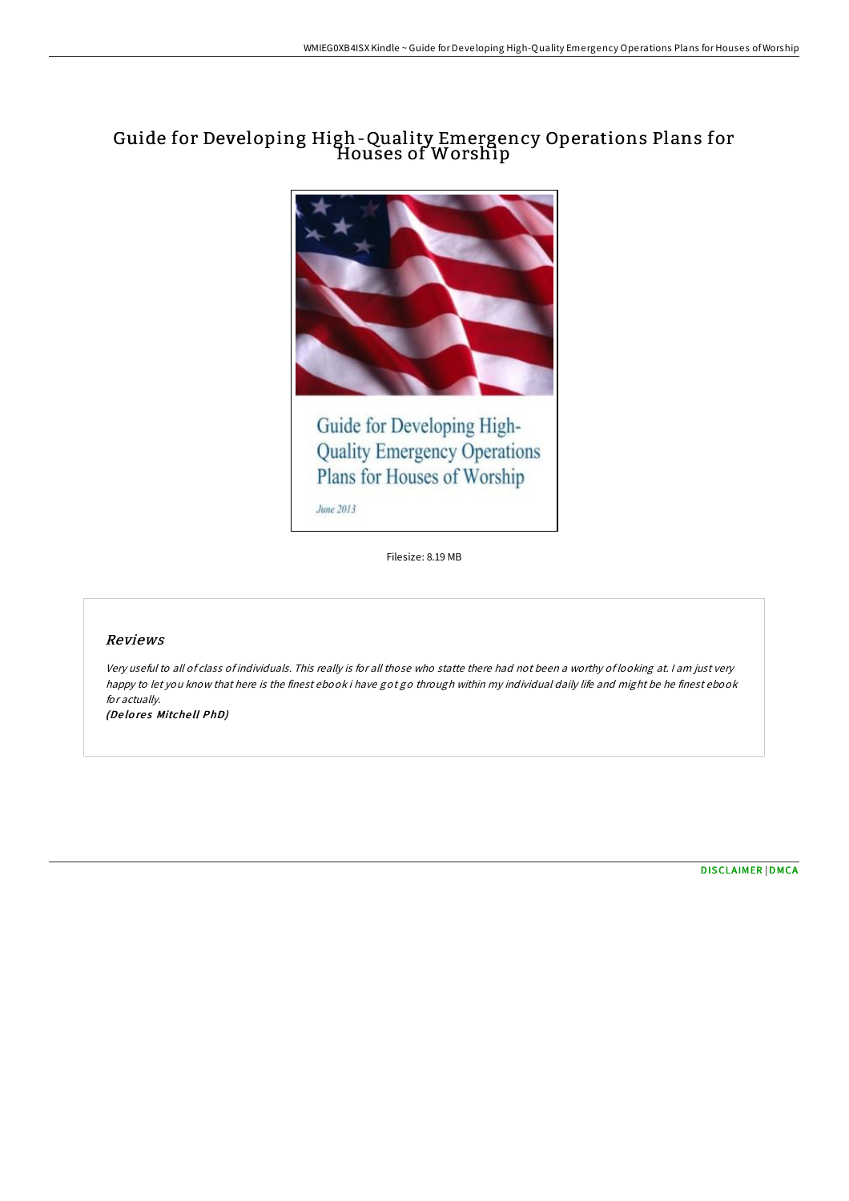# Guide for Developing High-Quality Emergency Operations Plans for Houses of Worship

Guide for Developing High-Quality Emergency Operations Plans for Houses of Worship

June 2013

Filesize: 8.19 MB

## Reviews

*Very useful to all of class of individuals. This really is for all those who statte there had not been a worthy of looking at. I am just very happy to let you know that here is the finest ebook i have got go through within my individual daily life and might be he finest ebook for actually.*

*(Delores Mitchell PhD)*

DISCLAIMER | DMCA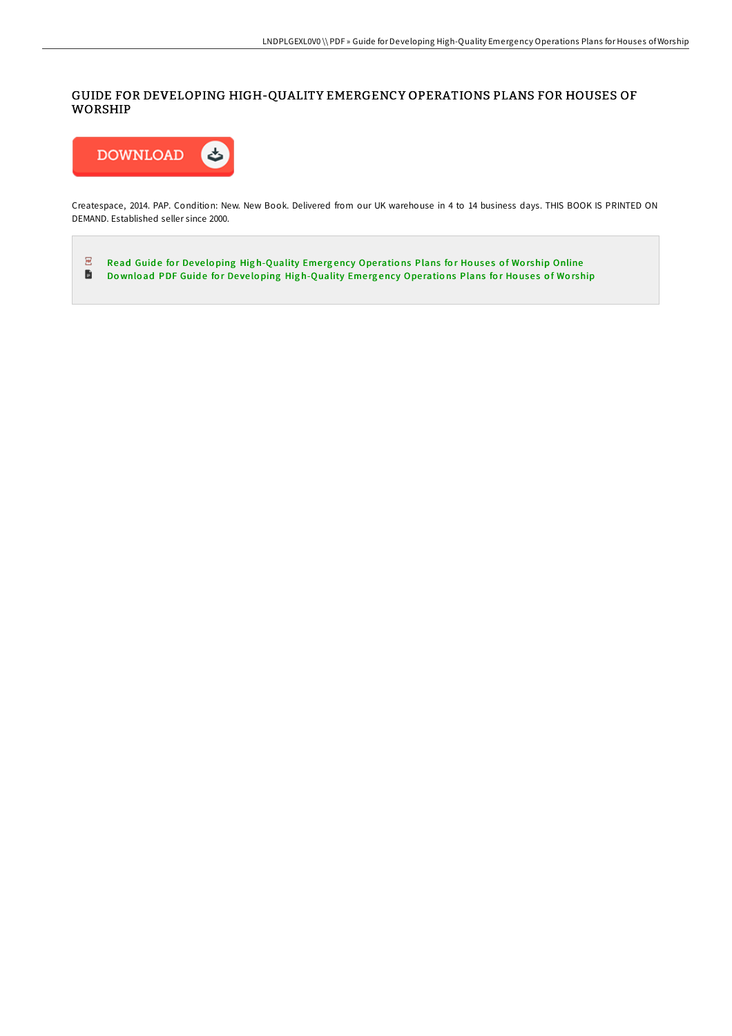# GUIDE FOR DEVELOPING HIGH-QUALITY EMERGENCY OPERATIONS PLANS FOR HOUSES OF WORSHIP

DOWNLOAD

Createspace, 2014. PAP. Condition: New. New Book. Delivered from our UK warehouse in 4 to 14 business days. THIS BOOK IS PRINTED ON DEMAND. Established seller since 2000.

- Read Guide for Developing High-Quality Emergency Operations Plans for Houses of Worship Online
- Download PDF Guide for Developing High-Quality Emergency Operations Plans for Houses of Worship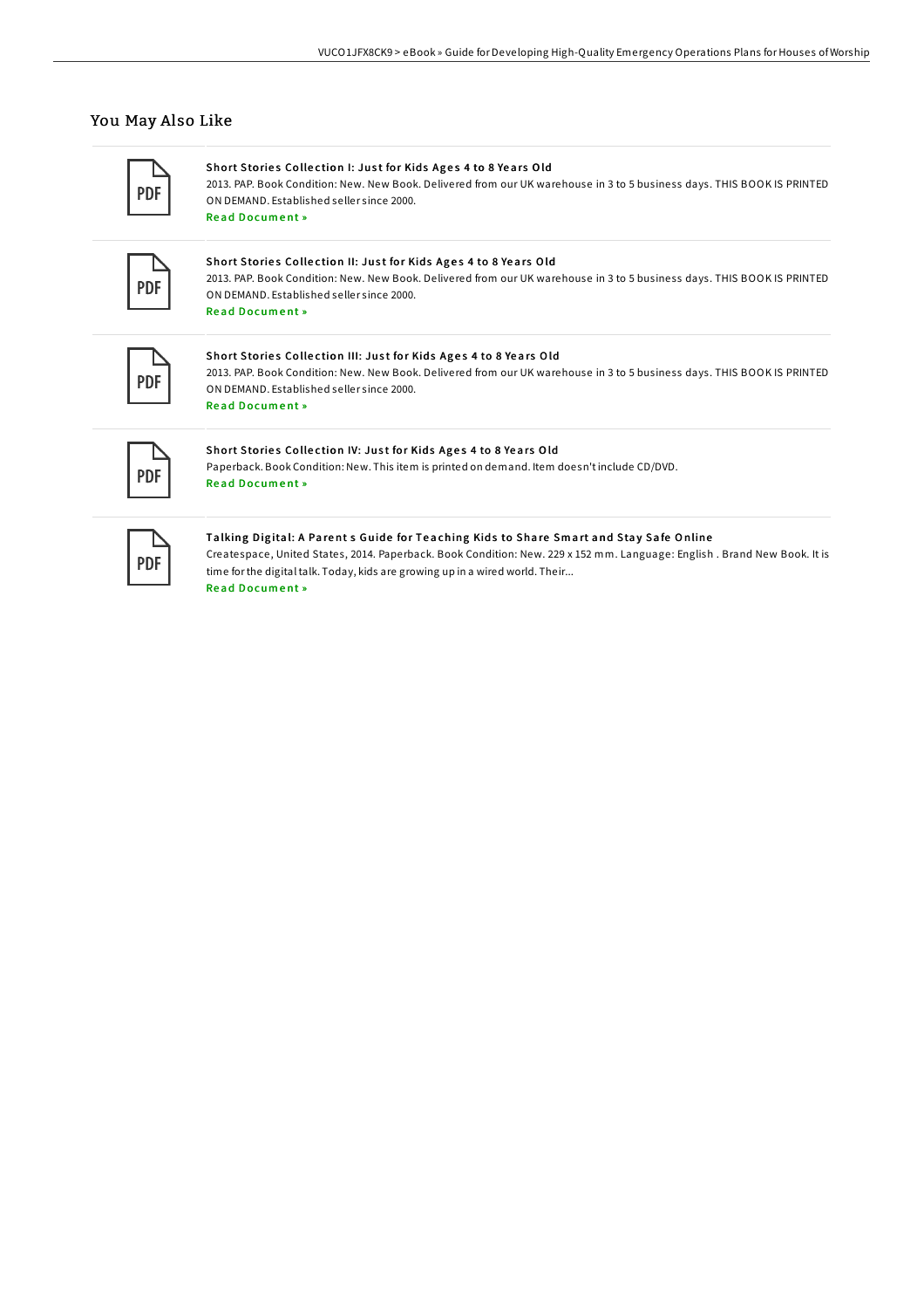## You May Also Like

**Short Stories Collection I: Just for Kids Ages 4 to 8 Years Old**
2013. PAP. Book Condition: New. New Book. Delivered from our UK warehouse in 3 to 5 business days. THIS BOOK IS PRINTED ON DEMAND. Established seller since 2000.
Read Document »

**Short Stories Collection II: Just for Kids Ages 4 to 8 Years Old**
2013. PAP. Book Condition: New. New Book. Delivered from our UK warehouse in 3 to 5 business days. THIS BOOK IS PRINTED ON DEMAND. Established seller since 2000.
Read Document »

**Short Stories Collection III: Just for Kids Ages 4 to 8 Years Old**
2013. PAP. Book Condition: New. New Book. Delivered from our UK warehouse in 3 to 5 business days. THIS BOOK IS PRINTED ON DEMAND. Established seller since 2000.
Read Document »

**Short Stories Collection IV: Just for Kids Ages 4 to 8 Years Old**
Paperback. Book Condition: New. This item is printed on demand. Item doesn't include CD/DVD.
Read Document »

**Talking Digital: A Parent s Guide for Teaching Kids to Share Smart and Stay Safe Online**
Createspace, United States, 2014. Paperback. Book Condition: New. 229 x 152 mm. Language: English . Brand New Book. It is time for the digital talk. Today, kids are growing up in a wired world. Their...
Read Document »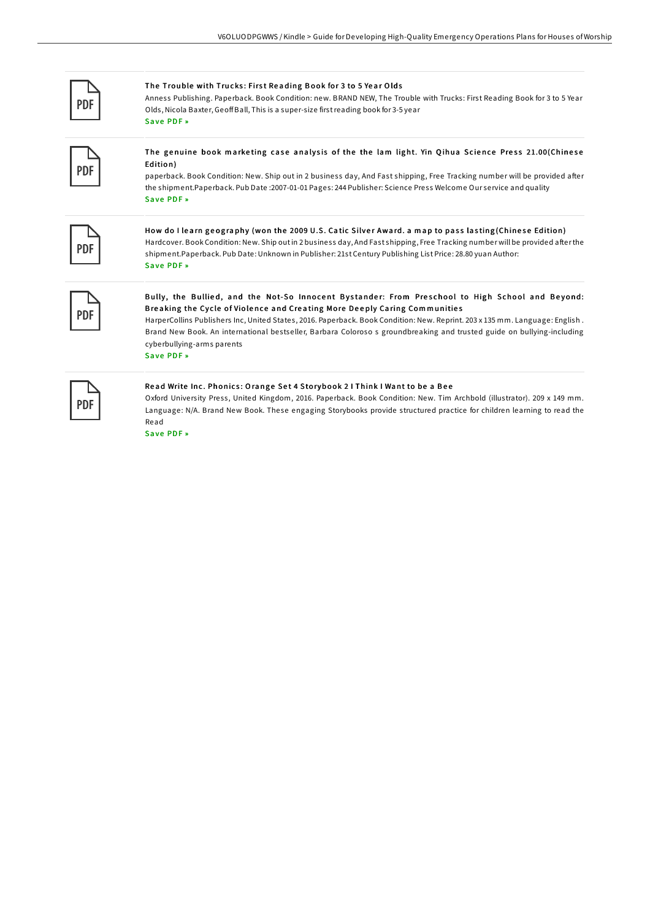### The Trouble with Trucks: First Reading Book for 3 to 5 Year Olds

Anness Publishing. Paperback. Book Condition: new. BRAND NEW, The Trouble with Trucks: First Reading Book for 3 to 5 Year Olds, Nicola Baxter, Geoff Ball, This is a super-size first reading book for 3-5 year

Save PDF »

### The genuine book marketing case analysis of the the lam light. Yin Qihua Science Press 21.00(Chinese Edition)

paperback. Book Condition: New. Ship out in 2 business day, And Fast shipping, Free Tracking number will be provided after the shipment.Paperback. Pub Date :2007-01-01 Pages: 244 Publisher: Science Press Welcome Our service and quality

Save PDF »

### How do I learn geography (won the 2009 U.S. Catic Silver Award. a map to pass lasting(Chinese Edition)

Hardcover. Book Condition: New. Ship out in 2 business day, And Fast shipping, Free Tracking number will be provided after the shipment.Paperback. Pub Date: Unknown in Publisher: 21st Century Publishing List Price: 28.80 yuan Author:

Save PDF »

### Bully, the Bullied, and the Not-So Innocent Bystander: From Preschool to High School and Beyond: Breaking the Cycle of Violence and Creating More Deeply Caring Communities

HarperCollins Publishers Inc, United States, 2016. Paperback. Book Condition: New. Reprint. 203 x 135 mm. Language: English . Brand New Book. An international bestseller, Barbara Coloroso s groundbreaking and trusted guide on bullying-including cyberbullying-arms parents

Save PDF »

### Read Write Inc. Phonics: Orange Set 4 Storybook 2 I Think I Want to be a Bee

Oxford University Press, United Kingdom, 2016. Paperback. Book Condition: New. Tim Archbold (illustrator). 209 x 149 mm. Language: N/A. Brand New Book. These engaging Storybooks provide structured practice for children learning to read the Read

Save PDF »